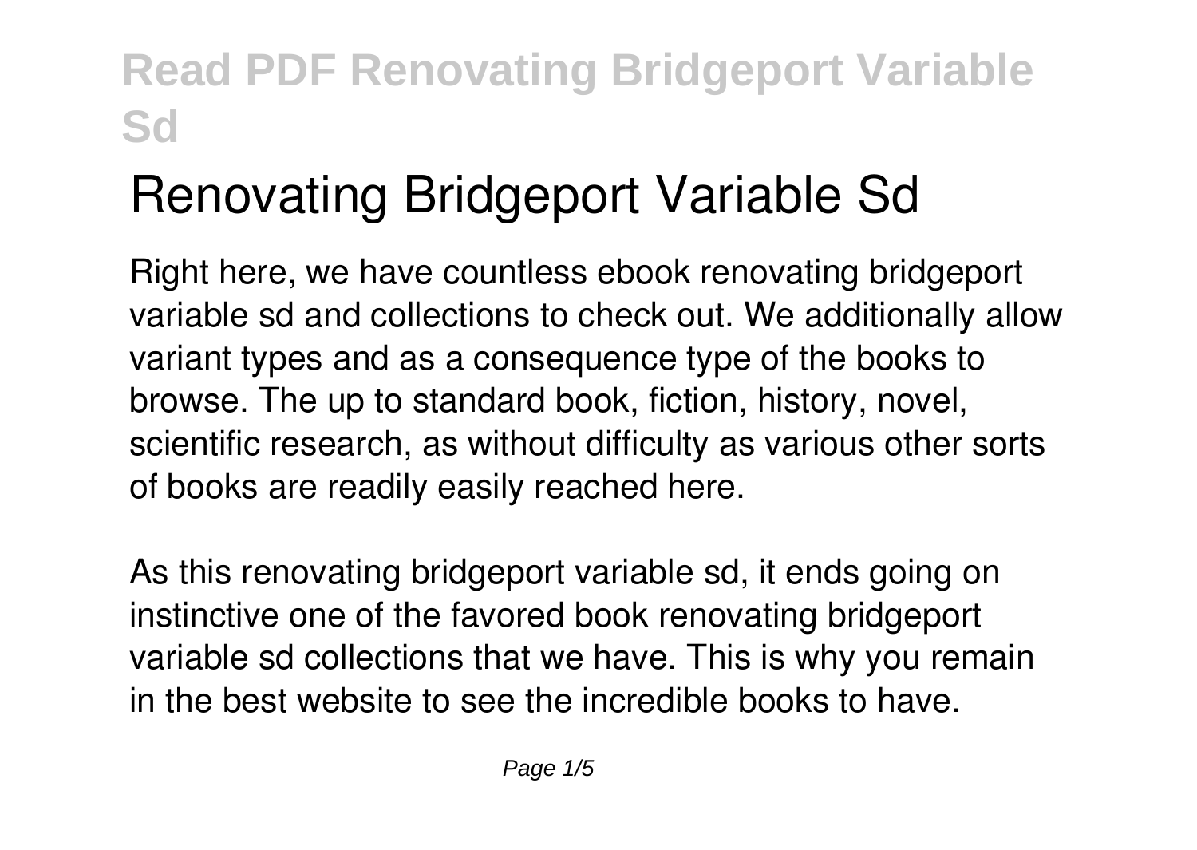# Renovating Bridgeport Variable Sd

Right here, we have countless ebook renovating bridgeport variable sd and collections to check out. We additionally allow variant types and as a consequence type of the books to browse. The up to standard book, fiction, history, novel, scientific research, as without difficulty as various other sorts of books are readily easily reached here.

As this renovating bridgeport variable sd, it ends going on instinctive one of the favored book renovating bridgeport variable sd collections that we have. This is why you remain in the best website to see the incredible books to have.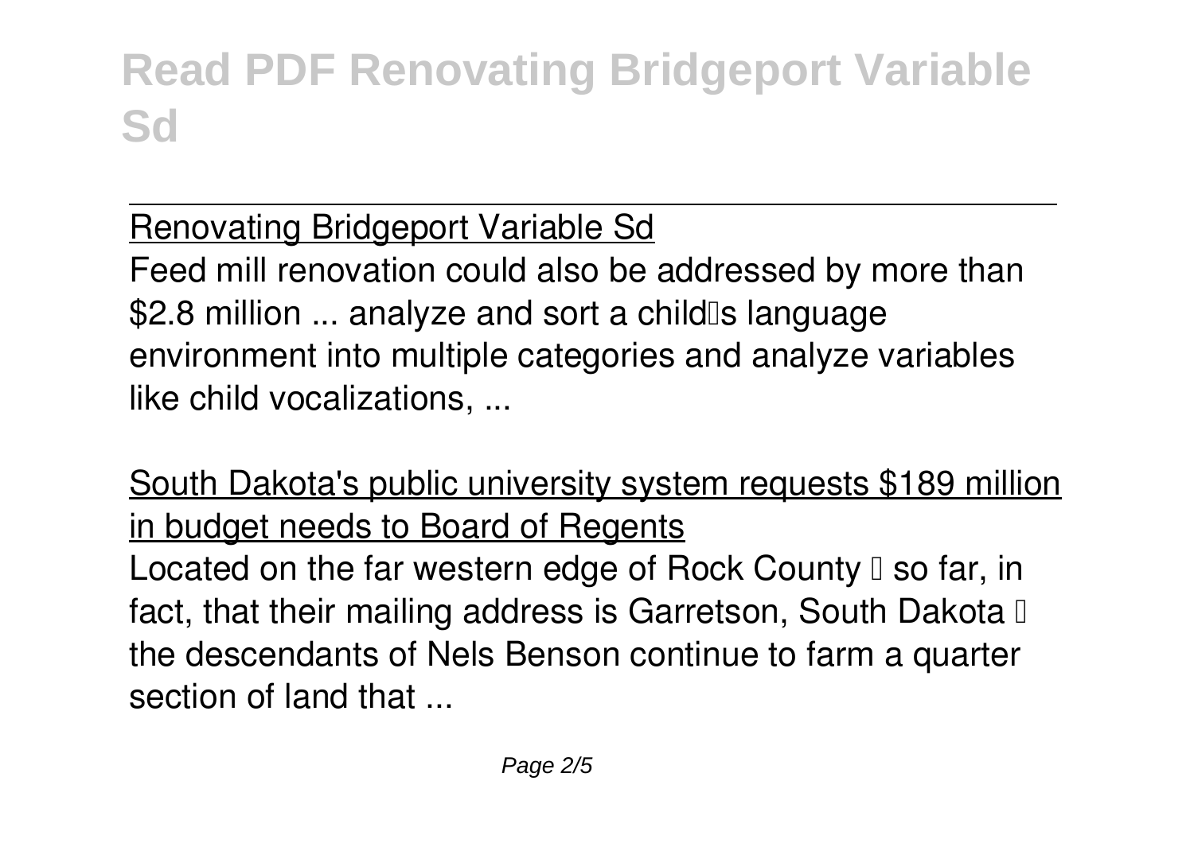## Renovating Bridgeport Variable Sd

Feed mill renovation could also be addressed by more than $2.8 million ... analyze and sort a child's language environment into multiple categories and analyze variables like child vocalizations, ...

## South Dakota's public university system requests $189 million in budget needs to Board of Regents

Located on the far western edge of Rock County — so far, in fact, that their mailing address is Garretson, South Dakota — the descendants of Nels Benson continue to farm a quarter section of land that ...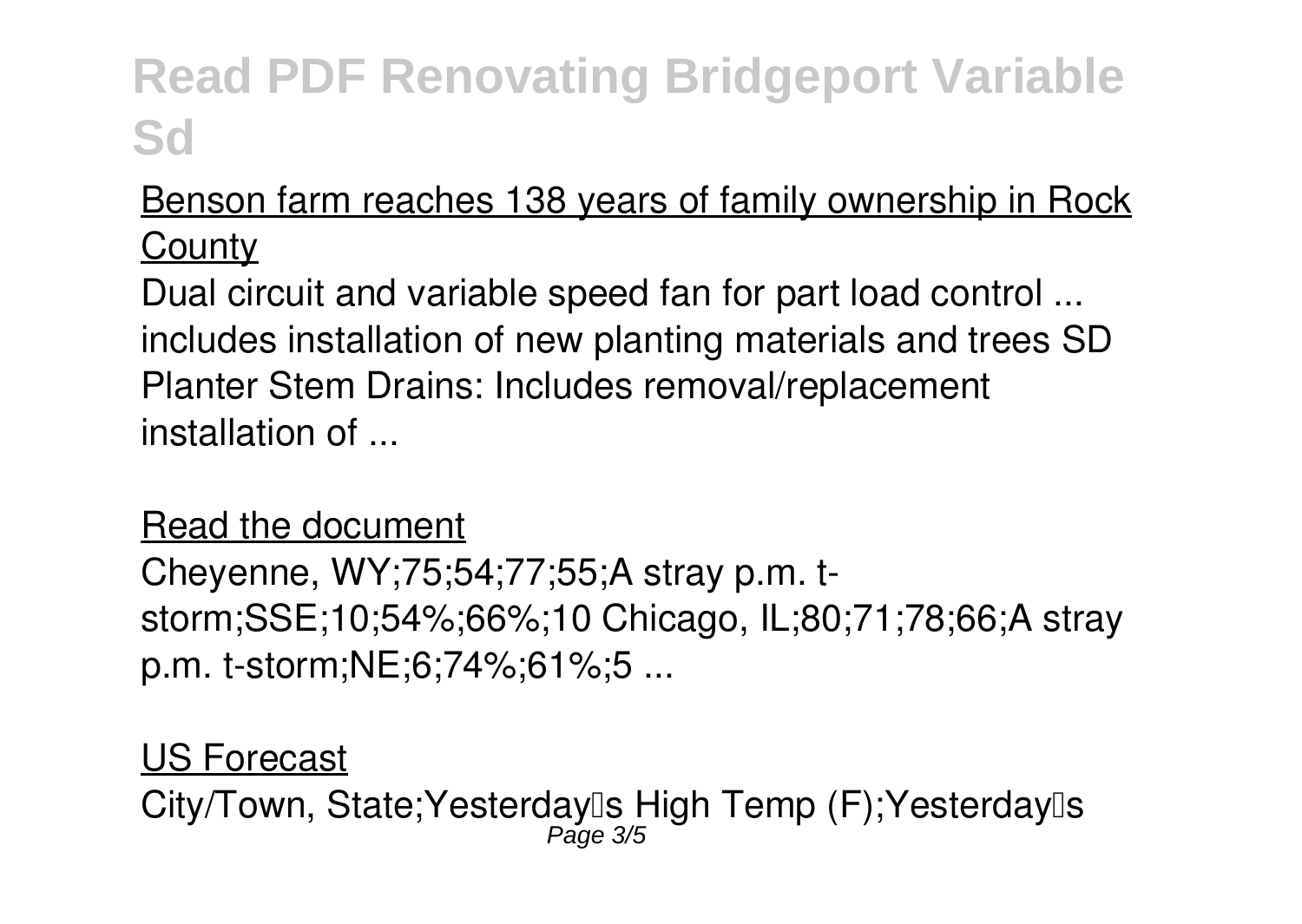Benson farm reaches 138 years of family ownership in Rock County

Dual circuit and variable speed fan for part load control ... includes installation of new planting materials and trees SD Planter Stem Drains: Includes removal/replacement installation of ...

Read the document

Cheyenne, WY;75;54;77;55;A stray p.m. t-storm;SSE;10;54%;66%;10 Chicago, IL;80;71;78;66;A stray p.m. t-storm;NE;6;74%;61%;5 ...

US Forecast

City/Town, State;Yesterday's High Temp (F);Yesterday's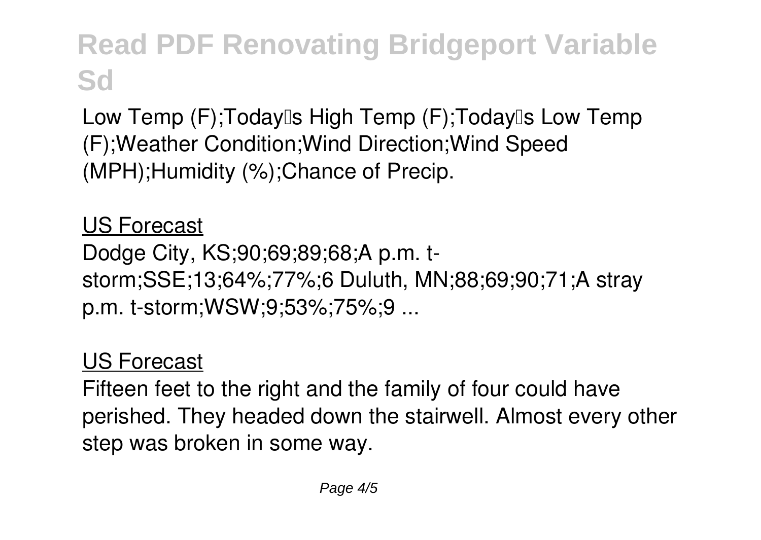Low Temp (F);Today's High Temp (F);Today's Low Temp (F);Weather Condition;Wind Direction;Wind Speed (MPH);Humidity (%);Chance of Precip.

US Forecast

Dodge City, KS;90;69;89;68;A p.m. t-storm;SSE;13;64%;77%;6 Duluth, MN;88;69;90;71;A stray p.m. t-storm;WSW;9;53%;75%;9 ...

US Forecast

Fifteen feet to the right and the family of four could have perished. They headed down the stairwell. Almost every other step was broken in some way.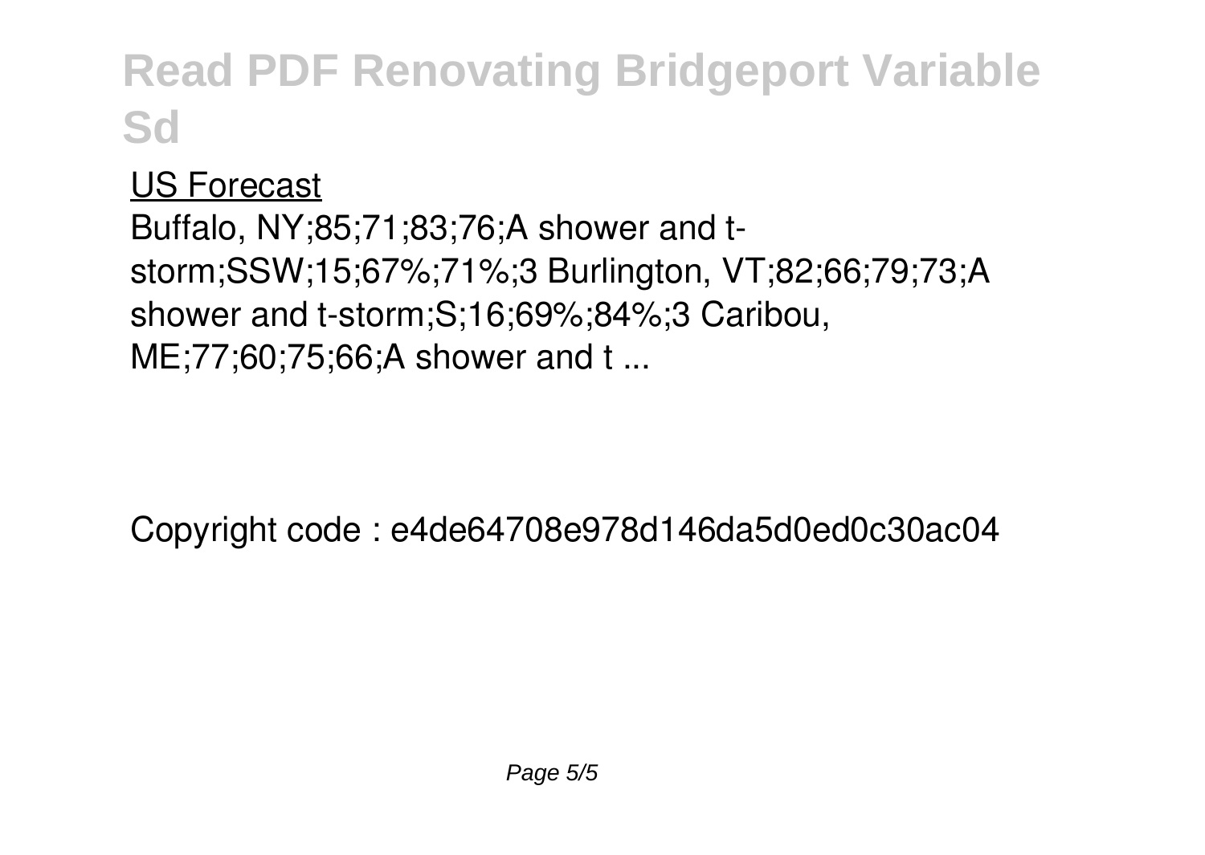US Forecast

Buffalo, NY;85;71;83;76;A shower and t-storm;SSW;15;67%;71%;3 Burlington, VT;82;66;79;73;A shower and t-storm;S;16;69%;84%;3 Caribou, ME;77;60;75;66;A shower and t ...

Copyright code : e4de64708e978d146da5d0ed0c30ac04